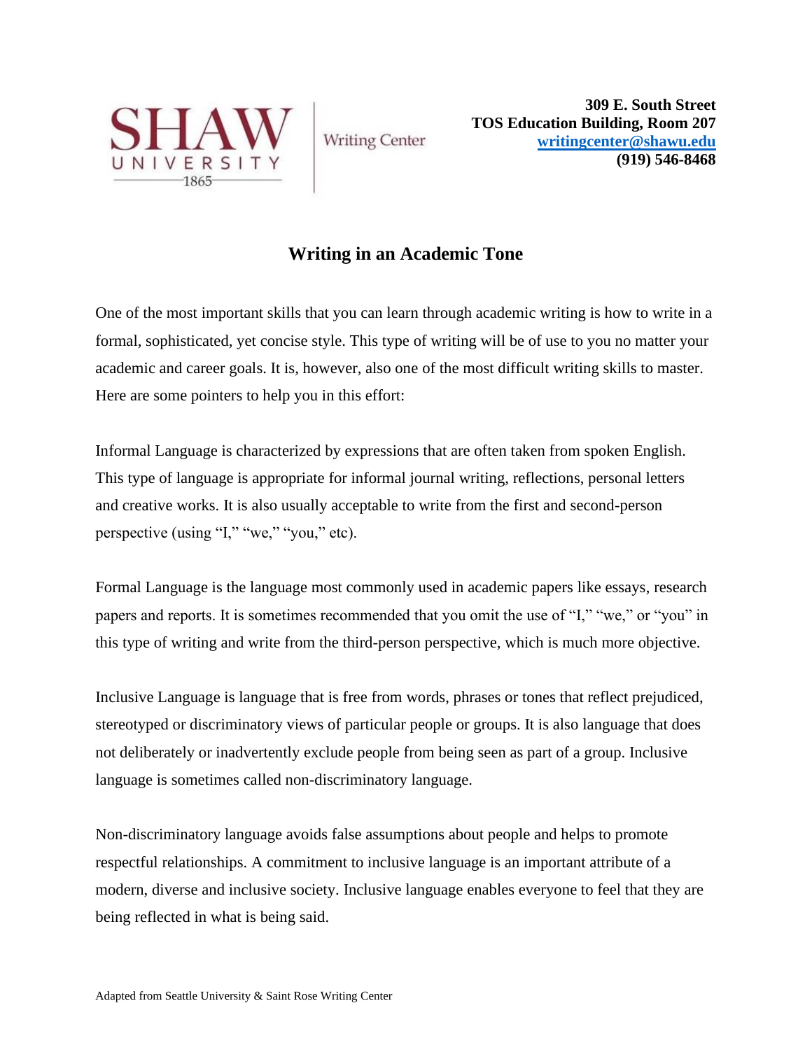SHAW UNIVERSITY 1865 | Writing Center

**309 E. South Street**
**TOS Education Building, Room 207**
**writingcenter@shawu.edu**
**(919) 546-8468**

# Writing in an Academic Tone

One of the most important skills that you can learn through academic writing is how to write in a formal, sophisticated, yet concise style. This type of writing will be of use to you no matter your academic and career goals. It is, however, also one of the most difficult writing skills to master. Here are some pointers to help you in this effort:

Informal Language is characterized by expressions that are often taken from spoken English. This type of language is appropriate for informal journal writing, reflections, personal letters and creative works. It is also usually acceptable to write from the first and second-person perspective (using "I," "we," "you," etc).

Formal Language is the language most commonly used in academic papers like essays, research papers and reports. It is sometimes recommended that you omit the use of "I," "we," or "you" in this type of writing and write from the third-person perspective, which is much more objective.

Inclusive Language is language that is free from words, phrases or tones that reflect prejudiced, stereotyped or discriminatory views of particular people or groups. It is also language that does not deliberately or inadvertently exclude people from being seen as part of a group. Inclusive language is sometimes called non-discriminatory language.

Non-discriminatory language avoids false assumptions about people and helps to promote respectful relationships. A commitment to inclusive language is an important attribute of a modern, diverse and inclusive society. Inclusive language enables everyone to feel that they are being reflected in what is being said.

Adapted from Seattle University & Saint Rose Writing Center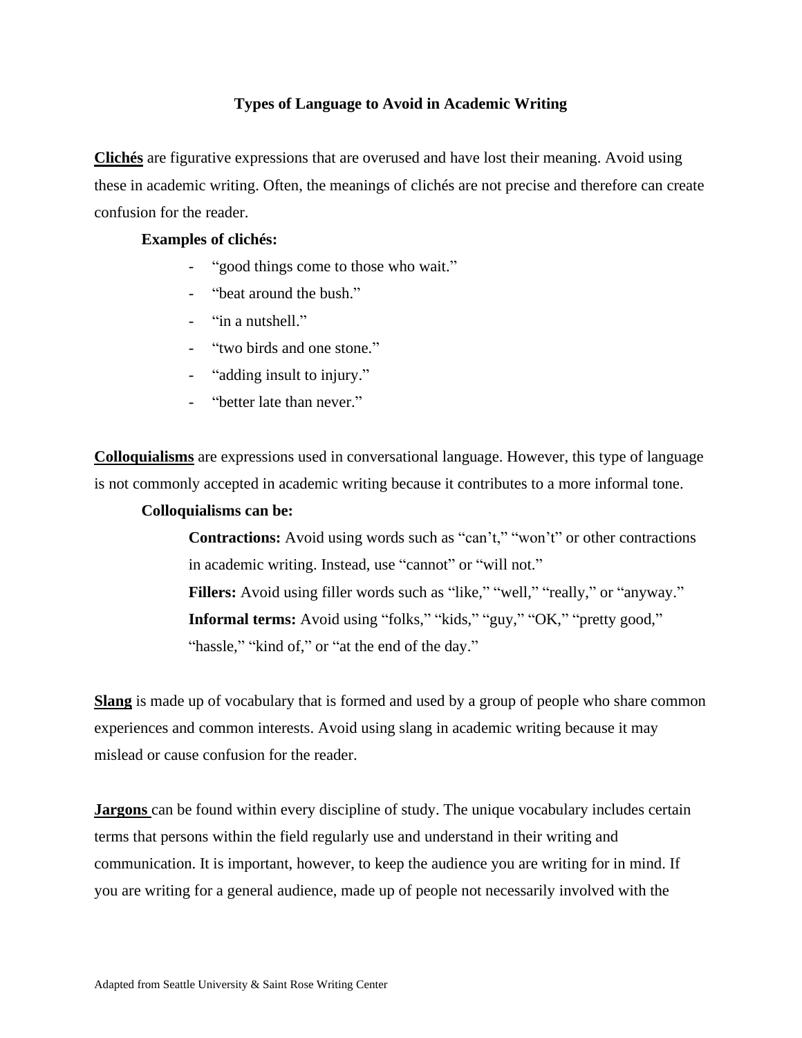# Types of Language to Avoid in Academic Writing

**Clichés** are figurative expressions that are overused and have lost their meaning. Avoid using these in academic writing. Often, the meanings of clichés are not precise and therefore can create confusion for the reader.

**Examples of clichés:**

- "good things come to those who wait."
- "beat around the bush."
- "in a nutshell."
- "two birds and one stone."
- "adding insult to injury."
- "better late than never."

**Colloquialisms** are expressions used in conversational language. However, this type of language is not commonly accepted in academic writing because it contributes to a more informal tone.

**Colloquialisms can be:**

**Contractions:** Avoid using words such as "can't," "won't" or other contractions in academic writing. Instead, use "cannot" or "will not."

**Fillers:** Avoid using filler words such as "like," "well," "really," or "anyway."

**Informal terms:** Avoid using "folks," "kids," "guy," "OK," "pretty good," "hassle," "kind of," or "at the end of the day."

**Slang** is made up of vocabulary that is formed and used by a group of people who share common experiences and common interests. Avoid using slang in academic writing because it may mislead or cause confusion for the reader.

**Jargons** can be found within every discipline of study. The unique vocabulary includes certain terms that persons within the field regularly use and understand in their writing and communication. It is important, however, to keep the audience you are writing for in mind. If you are writing for a general audience, made up of people not necessarily involved with the

Adapted from Seattle University & Saint Rose Writing Center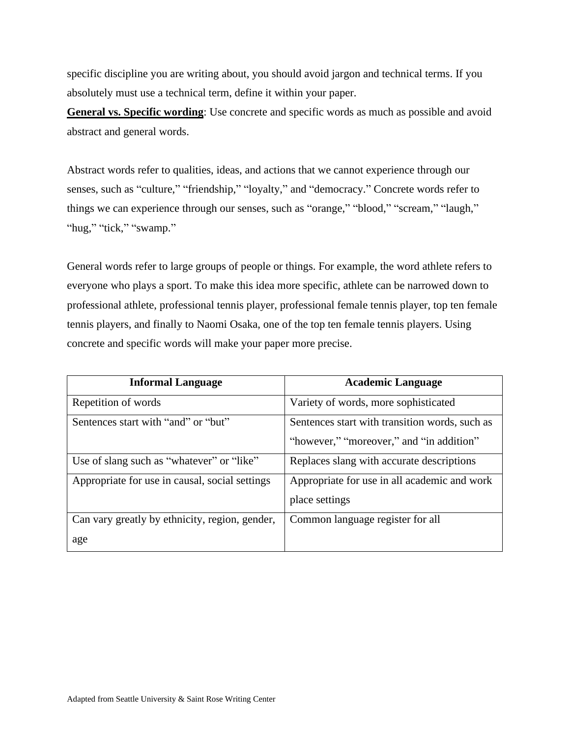specific discipline you are writing about, you should avoid jargon and technical terms. If you absolutely must use a technical term, define it within your paper.

**General vs. Specific wording**: Use concrete and specific words as much as possible and avoid abstract and general words.

Abstract words refer to qualities, ideas, and actions that we cannot experience through our senses, such as “culture,” “friendship,” “loyalty,” and “democracy.” Concrete words refer to things we can experience through our senses, such as “orange,” “blood,” “scream,” “laugh,” “hug,” “tick,” “swamp.”

General words refer to large groups of people or things. For example, the word athlete refers to everyone who plays a sport. To make this idea more specific, athlete can be narrowed down to professional athlete, professional tennis player, professional female tennis player, top ten female tennis players, and finally to Naomi Osaka, one of the top ten female tennis players. Using concrete and specific words will make your paper more precise.

| Informal Language | Academic Language |
|---|---|
| Repetition of words | Variety of words, more sophisticated |
| Sentences start with “and” or “but” | Sentences start with transition words, such as “however,” “moreover,” and “in addition” |
| Use of slang such as “whatever” or “like” | Replaces slang with accurate descriptions |
| Appropriate for use in causal, social settings | Appropriate for use in all academic and work place settings |
| Can vary greatly by ethnicity, region, gender, age | Common language register for all |

Adapted from Seattle University & Saint Rose Writing Center